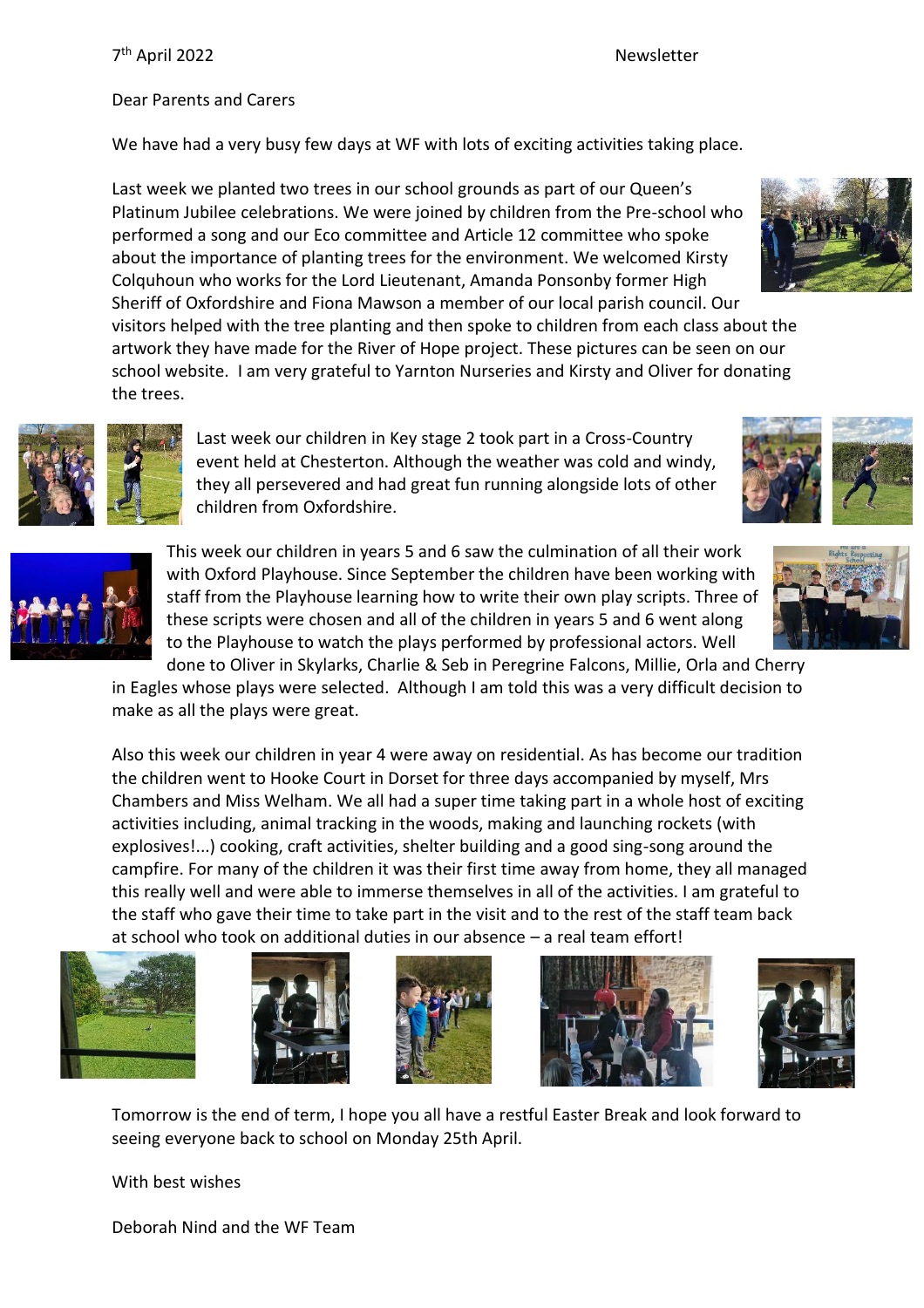7th April 2022 Newsletter

Dear Parents and Carers

We have had a very busy few days at WF with lots of exciting activities taking place.

Last week we planted two trees in our school grounds as part of our Queen's Platinum Jubilee celebrations. We were joined by children from the Pre-school who performed a song and our Eco committee and Article 12 committee who spoke about the importance of planting trees for the environment. We welcomed Kirsty Colquhoun who works for the Lord Lieutenant, Amanda Ponsonby former High Sheriff of Oxfordshire and Fiona Mawson a member of our local parish council. Our visitors helped with the tree planting and then spoke to children from each class about the artwork they have made for the River of Hope project. These pictures can be seen on our school website. I am very grateful to Yarnton Nurseries and Kirsty and Oliver for donating the trees.

Last week our children in Key stage 2 took part in a Cross-Country event held at Chesterton. Although the weather was cold and windy, they all persevered and had great fun running alongside lots of other children from Oxfordshire.

This week our children in years 5 and 6 saw the culmination of all their work with Oxford Playhouse. Since September the children have been working with staff from the Playhouse learning how to write their own play scripts. Three of these scripts were chosen and all of the children in years 5 and 6 went along to the Playhouse to watch the plays performed by professional actors. Well done to Oliver in Skylarks, Charlie & Seb in Peregrine Falcons, Millie, Orla and Cherry in Eagles whose plays were selected. Although I am told this was a very difficult decision to make as all the plays were great.

Also this week our children in year 4 were away on residential. As has become our tradition the children went to Hooke Court in Dorset for three days accompanied by myself, Mrs Chambers and Miss Welham. We all had a super time taking part in a whole host of exciting activities including, animal tracking in the woods, making and launching rockets (with explosives!...) cooking, craft activities, shelter building and a good sing-song around the campfire. For many of the children it was their first time away from home, they all managed this really well and were able to immerse themselves in all of the activities. I am grateful to the staff who gave their time to take part in the visit and to the rest of the staff team back at school who took on additional duties in our absence – a real team effort!

Tomorrow is the end of term, I hope you all have a restful Easter Break and look forward to seeing everyone back to school on Monday 25th April.

With best wishes

Deborah Nind and the WF Team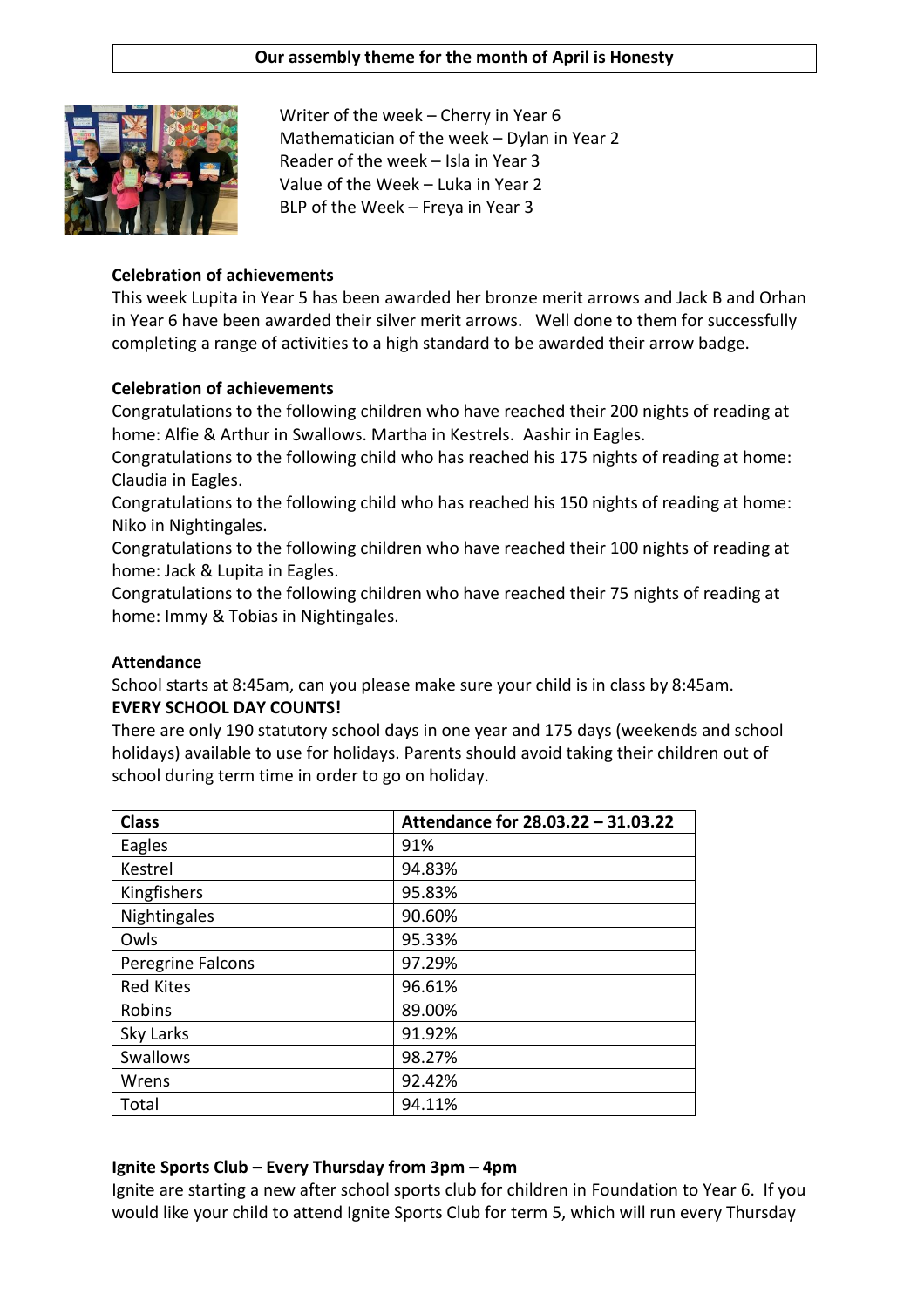**Our assembly theme for the month of April is Honesty**

Writer of the week – Cherry in Year 6
Mathematician of the week – Dylan in Year 2
Reader of the week – Isla in Year 3
Value of the Week – Luka in Year 2
BLP of the Week – Freya in Year 3

**Celebration of achievements**

This week Lupita in Year 5 has been awarded her bronze merit arrows and Jack B and Orhan in Year 6 have been awarded their silver merit arrows. Well done to them for successfully completing a range of activities to a high standard to be awarded their arrow badge.

**Celebration of achievements**

Congratulations to the following children who have reached their 200 nights of reading at home: Alfie & Arthur in Swallows. Martha in Kestrels. Aashir in Eagles.
Congratulations to the following child who has reached his 175 nights of reading at home: Claudia in Eagles.
Congratulations to the following child who has reached his 150 nights of reading at home: Niko in Nightingales.
Congratulations to the following children who have reached their 100 nights of reading at home: Jack & Lupita in Eagles.
Congratulations to the following children who have reached their 75 nights of reading at home: Immy & Tobias in Nightingales.

**Attendance**

School starts at 8:45am, can you please make sure your child is in class by 8:45am.
**EVERY SCHOOL DAY COUNTS!**
There are only 190 statutory school days in one year and 175 days (weekends and school holidays) available to use for holidays. Parents should avoid taking their children out of school during term time in order to go on holiday.

| Class | Attendance for 28.03.22 – 31.03.22 |
|---|---|
| Eagles | 91% |
| Kestrel | 94.83% |
| Kingfishers | 95.83% |
| Nightingales | 90.60% |
| Owls | 95.33% |
| Peregrine Falcons | 97.29% |
| Red Kites | 96.61% |
| Robins | 89.00% |
| Sky Larks | 91.92% |
| Swallows | 98.27% |
| Wrens | 92.42% |
| Total | 94.11% |

**Ignite Sports Club – Every Thursday from 3pm – 4pm**

Ignite are starting a new after school sports club for children in Foundation to Year 6. If you would like your child to attend Ignite Sports Club for term 5, which will run every Thursday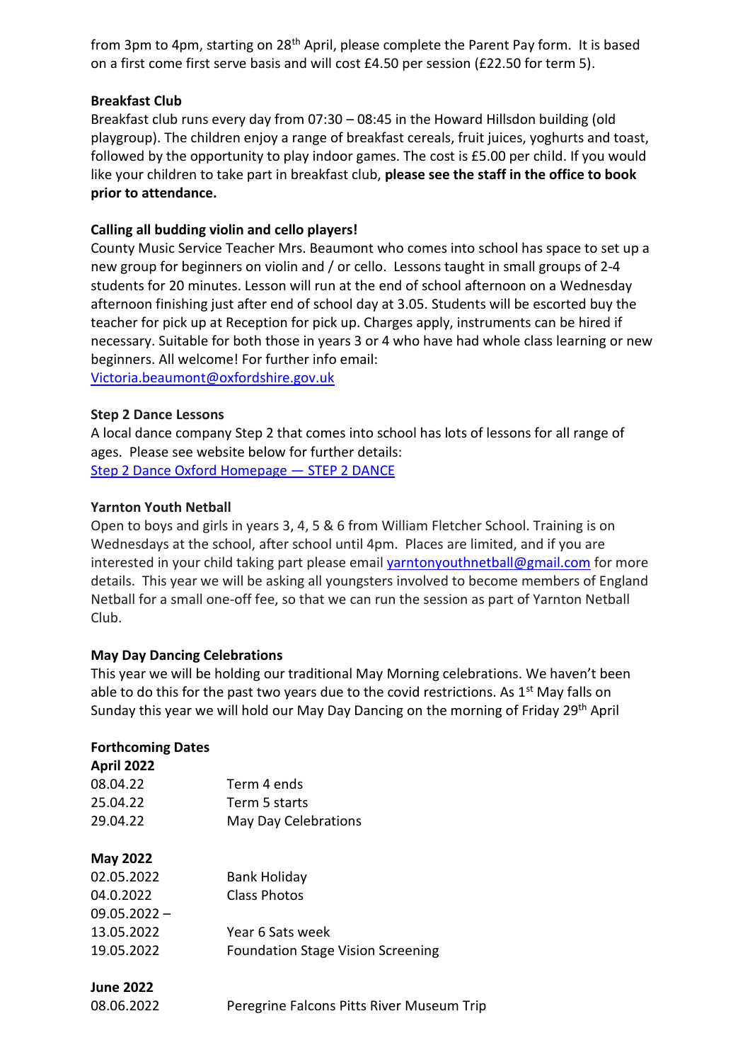from 3pm to 4pm, starting on 28th April, please complete the Parent Pay form. It is based on a first come first serve basis and will cost £4.50 per session (£22.50 for term 5).

**Breakfast Club**

Breakfast club runs every day from 07:30 – 08:45 in the Howard Hillsdon building (old playgroup). The children enjoy a range of breakfast cereals, fruit juices, yoghurts and toast, followed by the opportunity to play indoor games. The cost is £5.00 per child. If you would like your children to take part in breakfast club, **please see the staff in the office to book prior to attendance.**

**Calling all budding violin and cello players!**

County Music Service Teacher Mrs. Beaumont who comes into school has space to set up a new group for beginners on violin and / or cello. Lessons taught in small groups of 2-4 students for 20 minutes. Lesson will run at the end of school afternoon on a Wednesday afternoon finishing just after end of school day at 3.05. Students will be escorted buy the teacher for pick up at Reception for pick up. Charges apply, instruments can be hired if necessary. Suitable for both those in years 3 or 4 who have had whole class learning or new beginners. All welcome! For further info email:
Victoria.beaumont@oxfordshire.gov.uk

**Step 2 Dance Lessons**

A local dance company Step 2 that comes into school has lots of lessons for all range of ages. Please see website below for further details:
Step 2 Dance Oxford Homepage — STEP 2 DANCE

**Yarnton Youth Netball**

Open to boys and girls in years 3, 4, 5 & 6 from William Fletcher School. Training is on Wednesdays at the school, after school until 4pm. Places are limited, and if you are interested in your child taking part please email yarntonyouthnetball@gmail.com for more details. This year we will be asking all youngsters involved to become members of England Netball for a small one-off fee, so that we can run the session as part of Yarnton Netball Club.

**May Day Dancing Celebrations**

This year we will be holding our traditional May Morning celebrations. We haven't been able to do this for the past two years due to the covid restrictions. As 1st May falls on Sunday this year we will hold our May Day Dancing on the morning of Friday 29th April

**Forthcoming Dates**

**April 2022**

| | |
|---|---|
| 08.04.22 | Term 4 ends |
| 25.04.22 | Term 5 starts |
| 29.04.22 | May Day Celebrations |

**May 2022**

| | |
|---|---|
| 02.05.2022 | Bank Holiday |
| 04.0.2022 | Class Photos |
| 09.05.2022 – 13.05.2022 | Year 6 Sats week |
| 19.05.2022 | Foundation Stage Vision Screening |

**June 2022**

| | |
|---|---|
| 08.06.2022 | Peregrine Falcons Pitts River Museum Trip |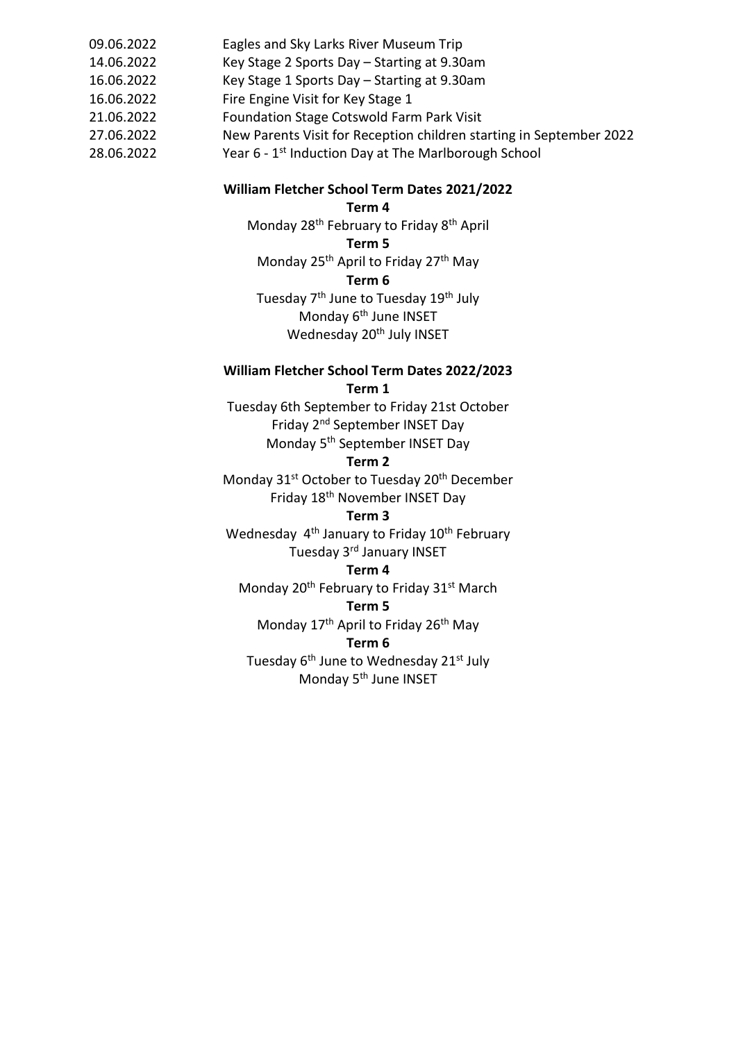| | |
|---|---|
| 09.06.2022 | Eagles and Sky Larks River Museum Trip |
| 14.06.2022 | Key Stage 2 Sports Day – Starting at 9.30am |
| 16.06.2022 | Key Stage 1 Sports Day – Starting at 9.30am |
| 16.06.2022 | Fire Engine Visit for Key Stage 1 |
| 21.06.2022 | Foundation Stage Cotswold Farm Park Visit |
| 27.06.2022 | New Parents Visit for Reception children starting in September 2022 |
| 28.06.2022 | Year 6 - 1st Induction Day at The Marlborough School |

**William Fletcher School Term Dates 2021/2022**

**Term 4**

Monday 28th February to Friday 8th April

**Term 5**

Monday 25th April to Friday 27th May

**Term 6**

Tuesday 7th June to Tuesday 19th July

Monday 6th June INSET

Wednesday 20th July INSET

**William Fletcher School Term Dates 2022/2023**

**Term 1**

Tuesday 6th September to Friday 21st October

Friday 2nd September INSET Day

Monday 5th September INSET Day

**Term 2**

Monday 31st October to Tuesday 20th December

Friday 18th November INSET Day

**Term 3**

Wednesday 4th January to Friday 10th February

Tuesday 3rd January INSET

**Term 4**

Monday 20th February to Friday 31st March

**Term 5**

Monday 17th April to Friday 26th May

**Term 6**

Tuesday 6th June to Wednesday 21st July

Monday 5th June INSET